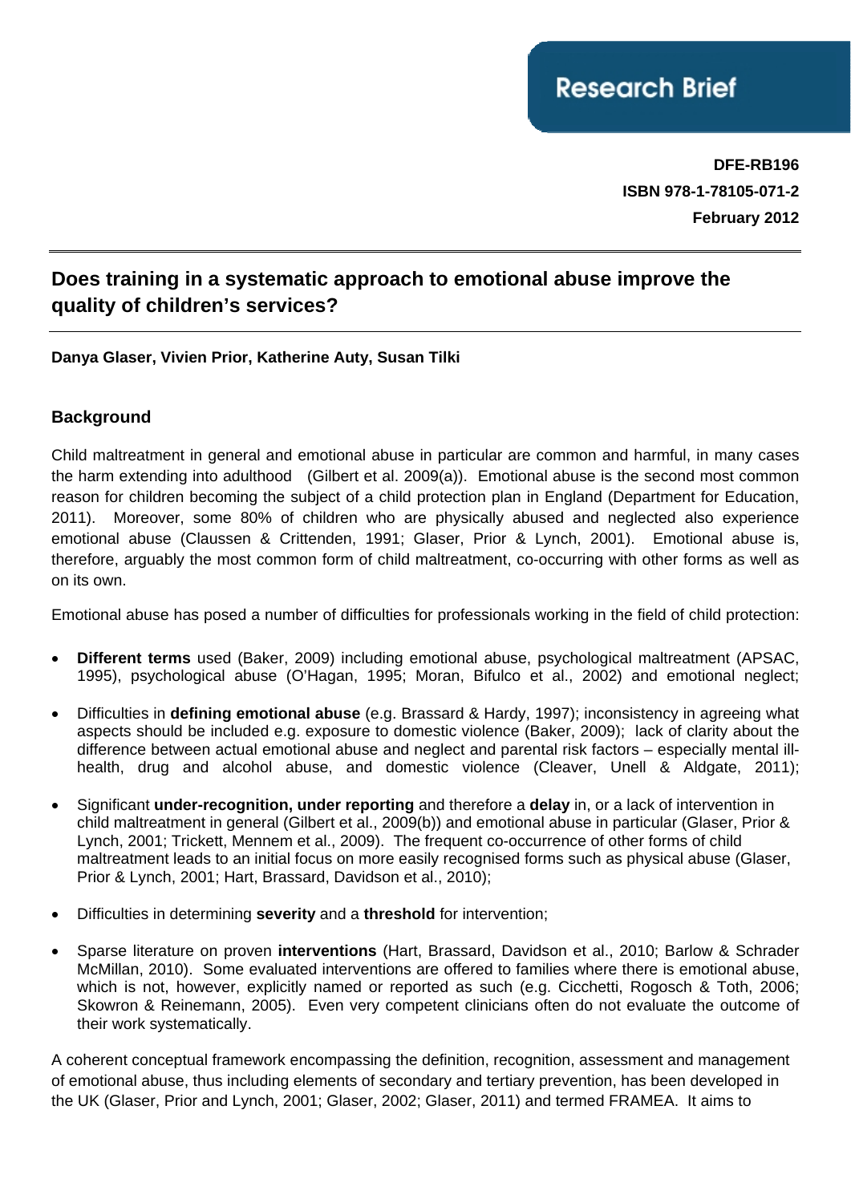Research Brief

**DFE-RB196**
**ISBN 978-1-78105-071-2**
**February 2012**

# Does training in a systematic approach to emotional abuse improve the quality of children's services?

**Danya Glaser, Vivien Prior, Katherine Auty, Susan Tilki**

## Background

Child maltreatment in general and emotional abuse in particular are common and harmful, in many cases the harm extending into adulthood (Gilbert et al. 2009(a)). Emotional abuse is the second most common reason for children becoming the subject of a child protection plan in England (Department for Education, 2011). Moreover, some 80% of children who are physically abused and neglected also experience emotional abuse (Claussen & Crittenden, 1991; Glaser, Prior & Lynch, 2001). Emotional abuse is, therefore, arguably the most common form of child maltreatment, co-occurring with other forms as well as on its own.

Emotional abuse has posed a number of difficulties for professionals working in the field of child protection:

- **Different terms** used (Baker, 2009) including emotional abuse, psychological maltreatment (APSAC, 1995), psychological abuse (O'Hagan, 1995; Moran, Bifulco et al., 2002) and emotional neglect;
- Difficulties in **defining emotional abuse** (e.g. Brassard & Hardy, 1997); inconsistency in agreeing what aspects should be included e.g. exposure to domestic violence (Baker, 2009); lack of clarity about the difference between actual emotional abuse and neglect and parental risk factors – especially mental ill-health, drug and alcohol abuse, and domestic violence (Cleaver, Unell & Aldgate, 2011);
- Significant **under-recognition, under reporting** and therefore a **delay** in, or a lack of intervention in child maltreatment in general (Gilbert et al., 2009(b)) and emotional abuse in particular (Glaser, Prior & Lynch, 2001; Trickett, Mennem et al., 2009). The frequent co-occurrence of other forms of child maltreatment leads to an initial focus on more easily recognised forms such as physical abuse (Glaser, Prior & Lynch, 2001; Hart, Brassard, Davidson et al., 2010);
- Difficulties in determining **severity** and a **threshold** for intervention;
- Sparse literature on proven **interventions** (Hart, Brassard, Davidson et al., 2010; Barlow & Schrader McMillan, 2010). Some evaluated interventions are offered to families where there is emotional abuse, which is not, however, explicitly named or reported as such (e.g. Cicchetti, Rogosch & Toth, 2006; Skowron & Reinemann, 2005). Even very competent clinicians often do not evaluate the outcome of their work systematically.

A coherent conceptual framework encompassing the definition, recognition, assessment and management of emotional abuse, thus including elements of secondary and tertiary prevention, has been developed in the UK (Glaser, Prior and Lynch, 2001; Glaser, 2002; Glaser, 2011) and termed FRAMEA. It aims to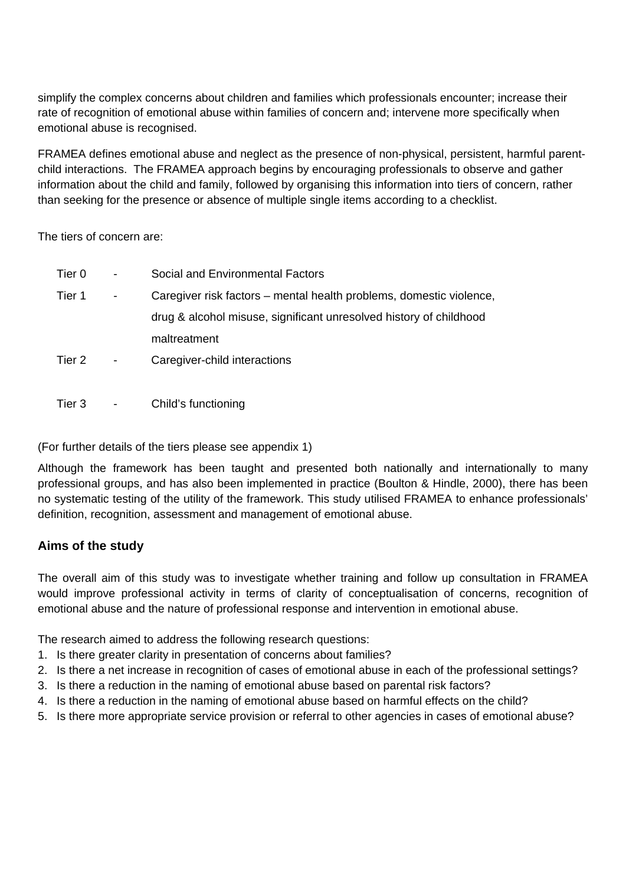simplify the complex concerns about children and families which professionals encounter; increase their rate of recognition of emotional abuse within families of concern and; intervene more specifically when emotional abuse is recognised.

FRAMEA defines emotional abuse and neglect as the presence of non-physical, persistent, harmful parent-child interactions. The FRAMEA approach begins by encouraging professionals to observe and gather information about the child and family, followed by organising this information into tiers of concern, rather than seeking for the presence or absence of multiple single items according to a checklist.

The tiers of concern are:

| | | |
|---|---|---|
| Tier 0 | - | Social and Environmental Factors |
| Tier 1 | - | Caregiver risk factors – mental health problems, domestic violence, drug & alcohol misuse, significant unresolved history of childhood maltreatment |
| Tier 2 | - | Caregiver-child interactions |
| Tier 3 | - | Child's functioning |

(For further details of the tiers please see appendix 1)

Although the framework has been taught and presented both nationally and internationally to many professional groups, and has also been implemented in practice (Boulton & Hindle, 2000), there has been no systematic testing of the utility of the framework. This study utilised FRAMEA to enhance professionals' definition, recognition, assessment and management of emotional abuse.

## Aims of the study

The overall aim of this study was to investigate whether training and follow up consultation in FRAMEA would improve professional activity in terms of clarity of conceptualisation of concerns, recognition of emotional abuse and the nature of professional response and intervention in emotional abuse.

The research aimed to address the following research questions:

1. Is there greater clarity in presentation of concerns about families?
2. Is there a net increase in recognition of cases of emotional abuse in each of the professional settings?
3. Is there a reduction in the naming of emotional abuse based on parental risk factors?
4. Is there a reduction in the naming of emotional abuse based on harmful effects on the child?
5. Is there more appropriate service provision or referral to other agencies in cases of emotional abuse?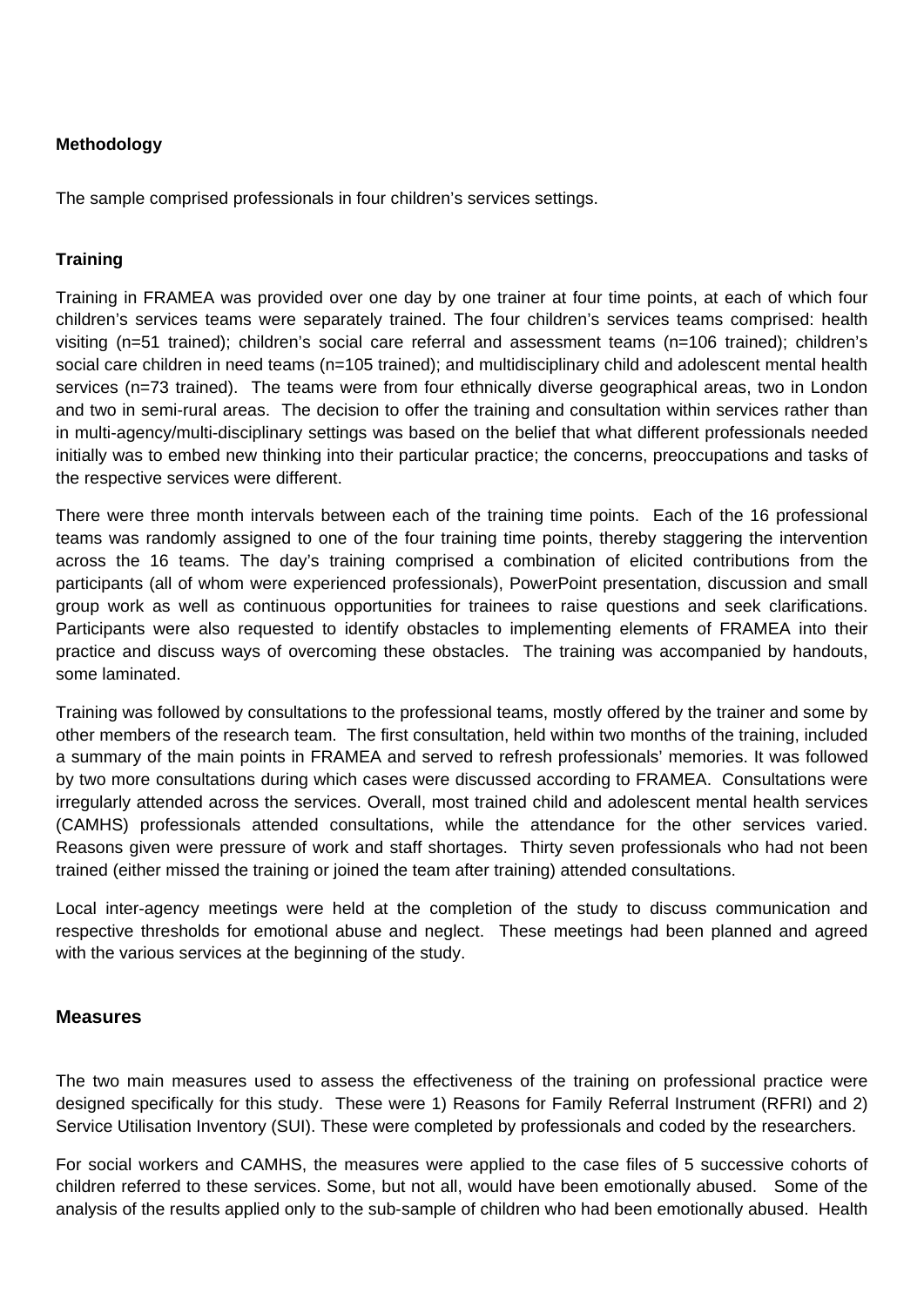### Methodology

The sample comprised professionals in four children's services settings.

#### Training

Training in FRAMEA was provided over one day by one trainer at four time points, at each of which four children's services teams were separately trained. The four children's services teams comprised: health visiting (n=51 trained); children's social care referral and assessment teams (n=106 trained); children's social care children in need teams (n=105 trained); and multidisciplinary child and adolescent mental health services (n=73 trained). The teams were from four ethnically diverse geographical areas, two in London and two in semi-rural areas. The decision to offer the training and consultation within services rather than in multi-agency/multi-disciplinary settings was based on the belief that what different professionals needed initially was to embed new thinking into their particular practice; the concerns, preoccupations and tasks of the respective services were different.

There were three month intervals between each of the training time points. Each of the 16 professional teams was randomly assigned to one of the four training time points, thereby staggering the intervention across the 16 teams. The day's training comprised a combination of elicited contributions from the participants (all of whom were experienced professionals), PowerPoint presentation, discussion and small group work as well as continuous opportunities for trainees to raise questions and seek clarifications. Participants were also requested to identify obstacles to implementing elements of FRAMEA into their practice and discuss ways of overcoming these obstacles. The training was accompanied by handouts, some laminated.

Training was followed by consultations to the professional teams, mostly offered by the trainer and some by other members of the research team. The first consultation, held within two months of the training, included a summary of the main points in FRAMEA and served to refresh professionals' memories. It was followed by two more consultations during which cases were discussed according to FRAMEA. Consultations were irregularly attended across the services. Overall, most trained child and adolescent mental health services (CAMHS) professionals attended consultations, while the attendance for the other services varied. Reasons given were pressure of work and staff shortages. Thirty seven professionals who had not been trained (either missed the training or joined the team after training) attended consultations.

Local inter-agency meetings were held at the completion of the study to discuss communication and respective thresholds for emotional abuse and neglect. These meetings had been planned and agreed with the various services at the beginning of the study.

### Measures

The two main measures used to assess the effectiveness of the training on professional practice were designed specifically for this study. These were 1) Reasons for Family Referral Instrument (RFRI) and 2) Service Utilisation Inventory (SUI). These were completed by professionals and coded by the researchers.

For social workers and CAMHS, the measures were applied to the case files of 5 successive cohorts of children referred to these services. Some, but not all, would have been emotionally abused. Some of the analysis of the results applied only to the sub-sample of children who had been emotionally abused. Health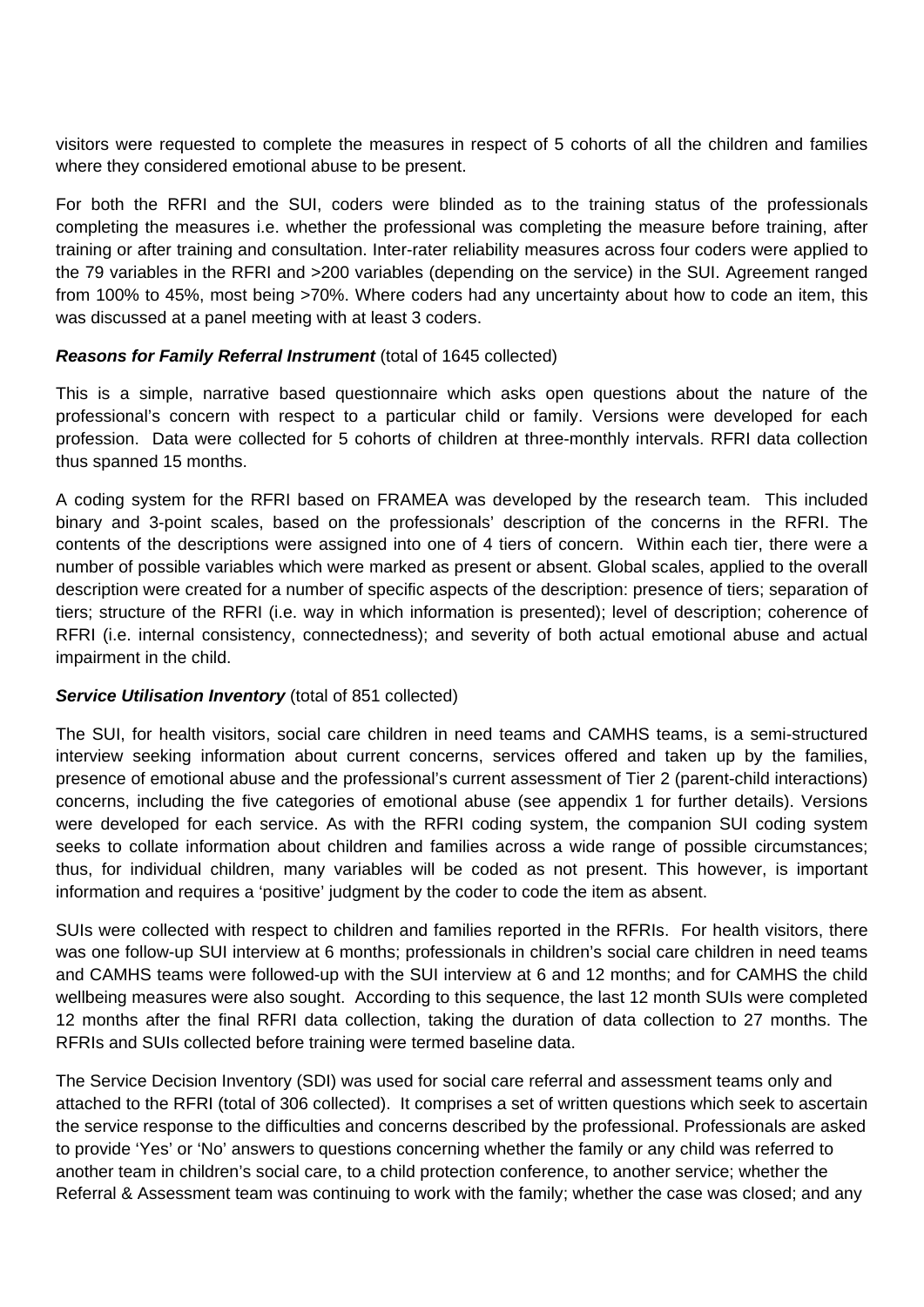visitors were requested to complete the measures in respect of 5 cohorts of all the children and families where they considered emotional abuse to be present.

For both the RFRI and the SUI, coders were blinded as to the training status of the professionals completing the measures i.e. whether the professional was completing the measure before training, after training or after training and consultation. Inter-rater reliability measures across four coders were applied to the 79 variables in the RFRI and >200 variables (depending on the service) in the SUI. Agreement ranged from 100% to 45%, most being >70%. Where coders had any uncertainty about how to code an item, this was discussed at a panel meeting with at least 3 coders.

***Reasons for Family Referral Instrument*** (total of 1645 collected)

This is a simple, narrative based questionnaire which asks open questions about the nature of the professional's concern with respect to a particular child or family. Versions were developed for each profession. Data were collected for 5 cohorts of children at three-monthly intervals. RFRI data collection thus spanned 15 months.

A coding system for the RFRI based on FRAMEA was developed by the research team. This included binary and 3-point scales, based on the professionals' description of the concerns in the RFRI. The contents of the descriptions were assigned into one of 4 tiers of concern. Within each tier, there were a number of possible variables which were marked as present or absent. Global scales, applied to the overall description were created for a number of specific aspects of the description: presence of tiers; separation of tiers; structure of the RFRI (i.e. way in which information is presented); level of description; coherence of RFRI (i.e. internal consistency, connectedness); and severity of both actual emotional abuse and actual impairment in the child.

***Service Utilisation Inventory*** (total of 851 collected)

The SUI, for health visitors, social care children in need teams and CAMHS teams, is a semi-structured interview seeking information about current concerns, services offered and taken up by the families, presence of emotional abuse and the professional's current assessment of Tier 2 (parent-child interactions) concerns, including the five categories of emotional abuse (see appendix 1 for further details). Versions were developed for each service. As with the RFRI coding system, the companion SUI coding system seeks to collate information about children and families across a wide range of possible circumstances; thus, for individual children, many variables will be coded as not present. This however, is important information and requires a 'positive' judgment by the coder to code the item as absent.

SUIs were collected with respect to children and families reported in the RFRIs. For health visitors, there was one follow-up SUI interview at 6 months; professionals in children's social care children in need teams and CAMHS teams were followed-up with the SUI interview at 6 and 12 months; and for CAMHS the child wellbeing measures were also sought. According to this sequence, the last 12 month SUIs were completed 12 months after the final RFRI data collection, taking the duration of data collection to 27 months. The RFRIs and SUIs collected before training were termed baseline data.

The Service Decision Inventory (SDI) was used for social care referral and assessment teams only and attached to the RFRI (total of 306 collected). It comprises a set of written questions which seek to ascertain the service response to the difficulties and concerns described by the professional. Professionals are asked to provide 'Yes' or 'No' answers to questions concerning whether the family or any child was referred to another team in children's social care, to a child protection conference, to another service; whether the Referral & Assessment team was continuing to work with the family; whether the case was closed; and any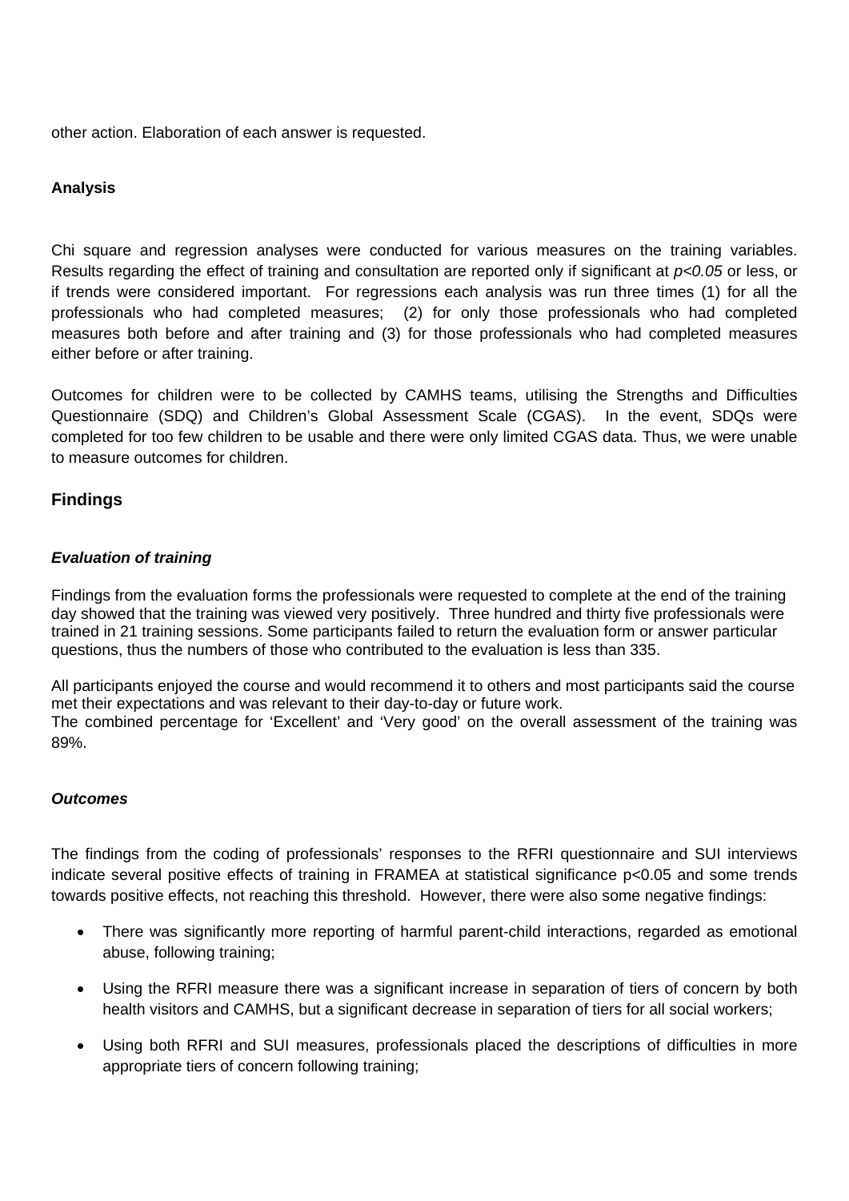other action. Elaboration of each answer is requested.

**Analysis**

Chi square and regression analyses were conducted for various measures on the training variables. Results regarding the effect of training and consultation are reported only if significant at *$p<0.05$* or less, or if trends were considered important. For regressions each analysis was run three times (1) for all the professionals who had completed measures; (2) for only those professionals who had completed measures both before and after training and (3) for those professionals who had completed measures either before or after training.

Outcomes for children were to be collected by CAMHS teams, utilising the Strengths and Difficulties Questionnaire (SDQ) and Children's Global Assessment Scale (CGAS). In the event, SDQs were completed for too few children to be usable and there were only limited CGAS data. Thus, we were unable to measure outcomes for children.

## Findings

***Evaluation of training***

Findings from the evaluation forms the professionals were requested to complete at the end of the training day showed that the training was viewed very positively. Three hundred and thirty five professionals were trained in 21 training sessions. Some participants failed to return the evaluation form or answer particular questions, thus the numbers of those who contributed to the evaluation is less than 335.

All participants enjoyed the course and would recommend it to others and most participants said the course met their expectations and was relevant to their day-to-day or future work.
The combined percentage for 'Excellent' and 'Very good' on the overall assessment of the training was 89%.

***Outcomes***

The findings from the coding of professionals' responses to the RFRI questionnaire and SUI interviews indicate several positive effects of training in FRAMEA at statistical significance $p<0.05$ and some trends towards positive effects, not reaching this threshold. However, there were also some negative findings:

- There was significantly more reporting of harmful parent-child interactions, regarded as emotional abuse, following training;
- Using the RFRI measure there was a significant increase in separation of tiers of concern by both health visitors and CAMHS, but a significant decrease in separation of tiers for all social workers;
- Using both RFRI and SUI measures, professionals placed the descriptions of difficulties in more appropriate tiers of concern following training;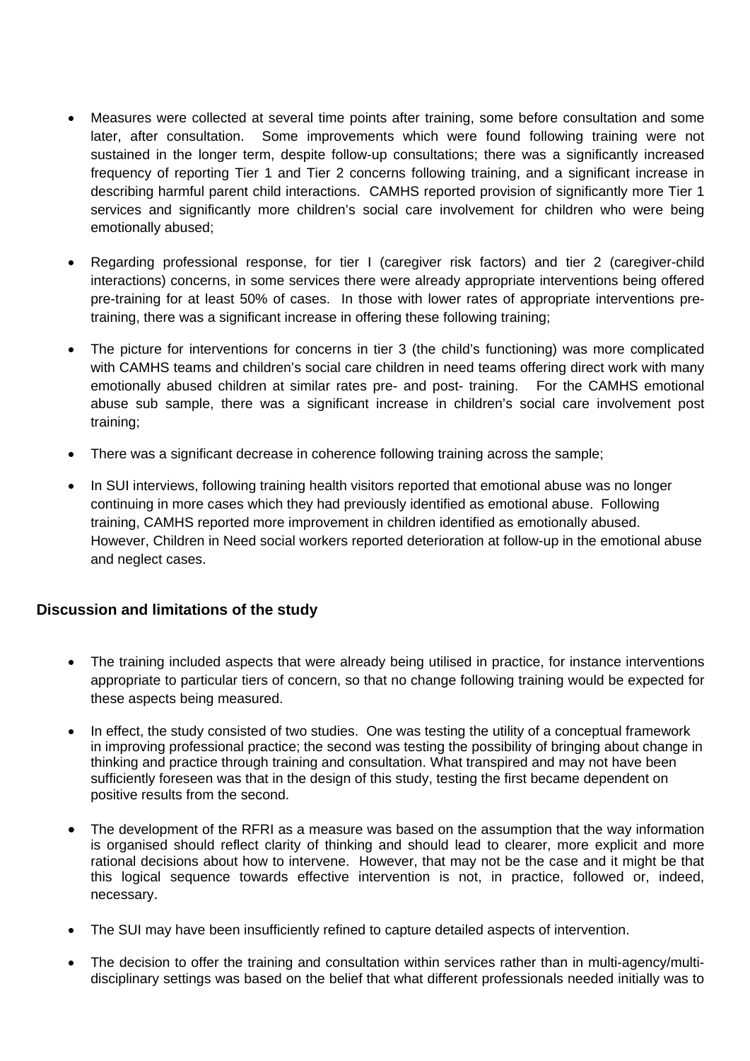- Measures were collected at several time points after training, some before consultation and some later, after consultation. Some improvements which were found following training were not sustained in the longer term, despite follow-up consultations; there was a significantly increased frequency of reporting Tier 1 and Tier 2 concerns following training, and a significant increase in describing harmful parent child interactions. CAMHS reported provision of significantly more Tier 1 services and significantly more children's social care involvement for children who were being emotionally abused;

- Regarding professional response, for tier I (caregiver risk factors) and tier 2 (caregiver-child interactions) concerns, in some services there were already appropriate interventions being offered pre-training for at least 50% of cases. In those with lower rates of appropriate interventions pre-training, there was a significant increase in offering these following training;

- The picture for interventions for concerns in tier 3 (the child's functioning) was more complicated with CAMHS teams and children's social care children in need teams offering direct work with many emotionally abused children at similar rates pre- and post- training. For the CAMHS emotional abuse sub sample, there was a significant increase in children's social care involvement post training;

- There was a significant decrease in coherence following training across the sample;

- In SUI interviews, following training health visitors reported that emotional abuse was no longer continuing in more cases which they had previously identified as emotional abuse. Following training, CAMHS reported more improvement in children identified as emotionally abused. However, Children in Need social workers reported deterioration at follow-up in the emotional abuse and neglect cases.

### Discussion and limitations of the study

- The training included aspects that were already being utilised in practice, for instance interventions appropriate to particular tiers of concern, so that no change following training would be expected for these aspects being measured.

- In effect, the study consisted of two studies. One was testing the utility of a conceptual framework in improving professional practice; the second was testing the possibility of bringing about change in thinking and practice through training and consultation. What transpired and may not have been sufficiently foreseen was that in the design of this study, testing the first became dependent on positive results from the second.

- The development of the RFRI as a measure was based on the assumption that the way information is organised should reflect clarity of thinking and should lead to clearer, more explicit and more rational decisions about how to intervene. However, that may not be the case and it might be that this logical sequence towards effective intervention is not, in practice, followed or, indeed, necessary.

- The SUI may have been insufficiently refined to capture detailed aspects of intervention.

- The decision to offer the training and consultation within services rather than in multi-agency/multi-disciplinary settings was based on the belief that what different professionals needed initially was to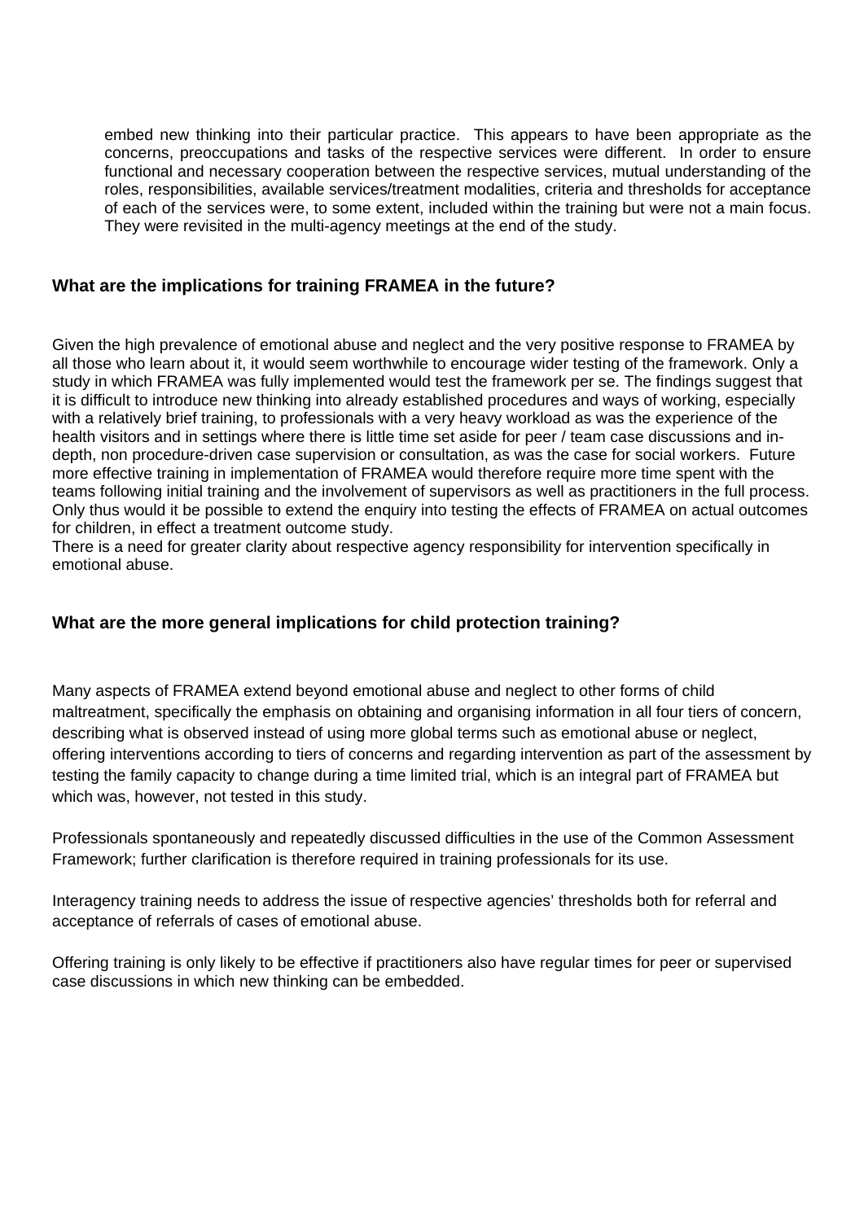embed new thinking into their particular practice. This appears to have been appropriate as the concerns, preoccupations and tasks of the respective services were different. In order to ensure functional and necessary cooperation between the respective services, mutual understanding of the roles, responsibilities, available services/treatment modalities, criteria and thresholds for acceptance of each of the services were, to some extent, included within the training but were not a main focus. They were revisited in the multi-agency meetings at the end of the study.

### What are the implications for training FRAMEA in the future?

Given the high prevalence of emotional abuse and neglect and the very positive response to FRAMEA by all those who learn about it, it would seem worthwhile to encourage wider testing of the framework. Only a study in which FRAMEA was fully implemented would test the framework per se. The findings suggest that it is difficult to introduce new thinking into already established procedures and ways of working, especially with a relatively brief training, to professionals with a very heavy workload as was the experience of the health visitors and in settings where there is little time set aside for peer / team case discussions and in-depth, non procedure-driven case supervision or consultation, as was the case for social workers. Future more effective training in implementation of FRAMEA would therefore require more time spent with the teams following initial training and the involvement of supervisors as well as practitioners in the full process. Only thus would it be possible to extend the enquiry into testing the effects of FRAMEA on actual outcomes for children, in effect a treatment outcome study.
There is a need for greater clarity about respective agency responsibility for intervention specifically in emotional abuse.

### What are the more general implications for child protection training?

Many aspects of FRAMEA extend beyond emotional abuse and neglect to other forms of child maltreatment, specifically the emphasis on obtaining and organising information in all four tiers of concern, describing what is observed instead of using more global terms such as emotional abuse or neglect, offering interventions according to tiers of concerns and regarding intervention as part of the assessment by testing the family capacity to change during a time limited trial, which is an integral part of FRAMEA but which was, however, not tested in this study.

Professionals spontaneously and repeatedly discussed difficulties in the use of the Common Assessment Framework; further clarification is therefore required in training professionals for its use.

Interagency training needs to address the issue of respective agencies' thresholds both for referral and acceptance of referrals of cases of emotional abuse.

Offering training is only likely to be effective if practitioners also have regular times for peer or supervised case discussions in which new thinking can be embedded.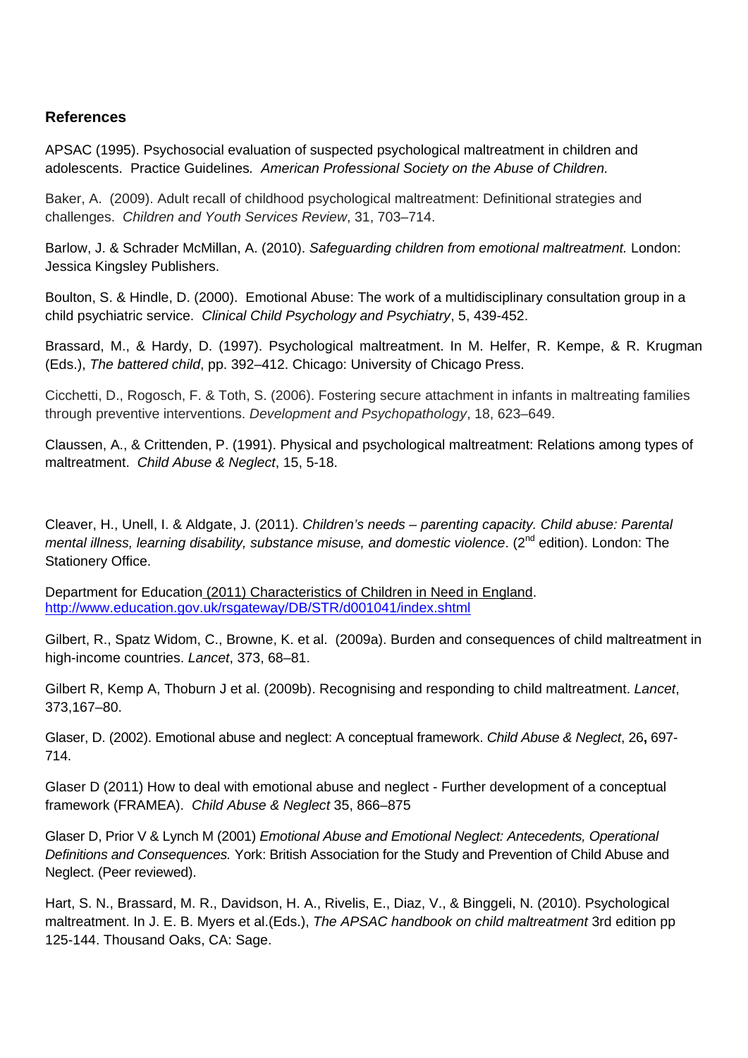## References

APSAC (1995). Psychosocial evaluation of suspected psychological maltreatment in children and adolescents. Practice Guidelines*. American Professional Society on the Abuse of Children.*

Baker, A. (2009). Adult recall of childhood psychological maltreatment: Definitional strategies and challenges. *Children and Youth Services Review*, 31, 703–714.

Barlow, J. & Schrader McMillan, A. (2010). *Safeguarding children from emotional maltreatment.* London: Jessica Kingsley Publishers.

Boulton, S. & Hindle, D. (2000). Emotional Abuse: The work of a multidisciplinary consultation group in a child psychiatric service. *Clinical Child Psychology and Psychiatry*, 5, 439-452.

Brassard, M., & Hardy, D. (1997). Psychological maltreatment. In M. Helfer, R. Kempe, & R. Krugman (Eds.), *The battered child*, pp. 392–412. Chicago: University of Chicago Press.

Cicchetti, D., Rogosch, F. & Toth, S. (2006). Fostering secure attachment in infants in maltreating families through preventive interventions. *Development and Psychopathology*, 18, 623–649.

Claussen, A., & Crittenden, P. (1991). Physical and psychological maltreatment: Relations among types of maltreatment. *Child Abuse & Neglect*, 15, 5-18.

Cleaver, H., Unell, I. & Aldgate, J. (2011). *Children's needs – parenting capacity. Child abuse: Parental mental illness, learning disability, substance misuse, and domestic violence*. (2nd edition). London: The Stationery Office.

Department for Education (2011) Characteristics of Children in Need in England. http://www.education.gov.uk/rsgateway/DB/STR/d001041/index.shtml

Gilbert, R., Spatz Widom, C., Browne, K. et al. (2009a). Burden and consequences of child maltreatment in high-income countries. *Lancet*, 373, 68–81.

Gilbert R, Kemp A, Thoburn J et al. (2009b). Recognising and responding to child maltreatment. *Lancet*, 373,167–80.

Glaser, D. (2002). Emotional abuse and neglect: A conceptual framework. *Child Abuse & Neglect*, 26**,** 697-714.

Glaser D (2011) How to deal with emotional abuse and neglect - Further development of a conceptual framework (FRAMEA). *Child Abuse & Neglect* 35, 866–875

Glaser D, Prior V & Lynch M (2001) *Emotional Abuse and Emotional Neglect: Antecedents, Operational Definitions and Consequences.* York: British Association for the Study and Prevention of Child Abuse and Neglect. (Peer reviewed).

Hart, S. N., Brassard, M. R., Davidson, H. A., Rivelis, E., Diaz, V., & Binggeli, N. (2010). Psychological maltreatment. In J. E. B. Myers et al.(Eds.), *The APSAC handbook on child maltreatment* 3rd edition pp 125-144. Thousand Oaks, CA: Sage.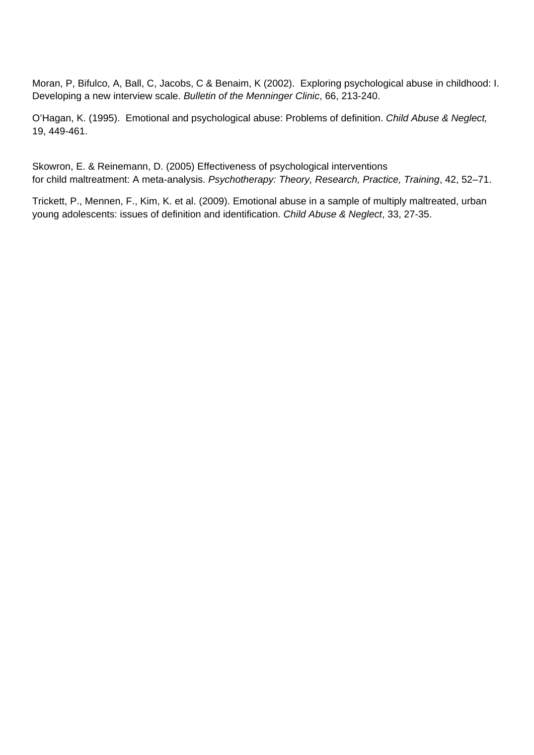Moran, P, Bifulco, A, Ball, C, Jacobs, C & Benaim, K (2002). Exploring psychological abuse in childhood: I. Developing a new interview scale. *Bulletin of the Menninger Clinic*, 66, 213-240.

O'Hagan, K. (1995). Emotional and psychological abuse: Problems of definition. *Child Abuse & Neglect,* 19, 449-461.

Skowron, E. & Reinemann, D. (2005) Effectiveness of psychological interventions for child maltreatment: A meta-analysis. *Psychotherapy: Theory, Research, Practice, Training*, 42, 52–71.

Trickett, P., Mennen, F., Kim, K. et al. (2009). Emotional abuse in a sample of multiply maltreated, urban young adolescents: issues of definition and identification. *Child Abuse & Neglect*, 33, 27-35.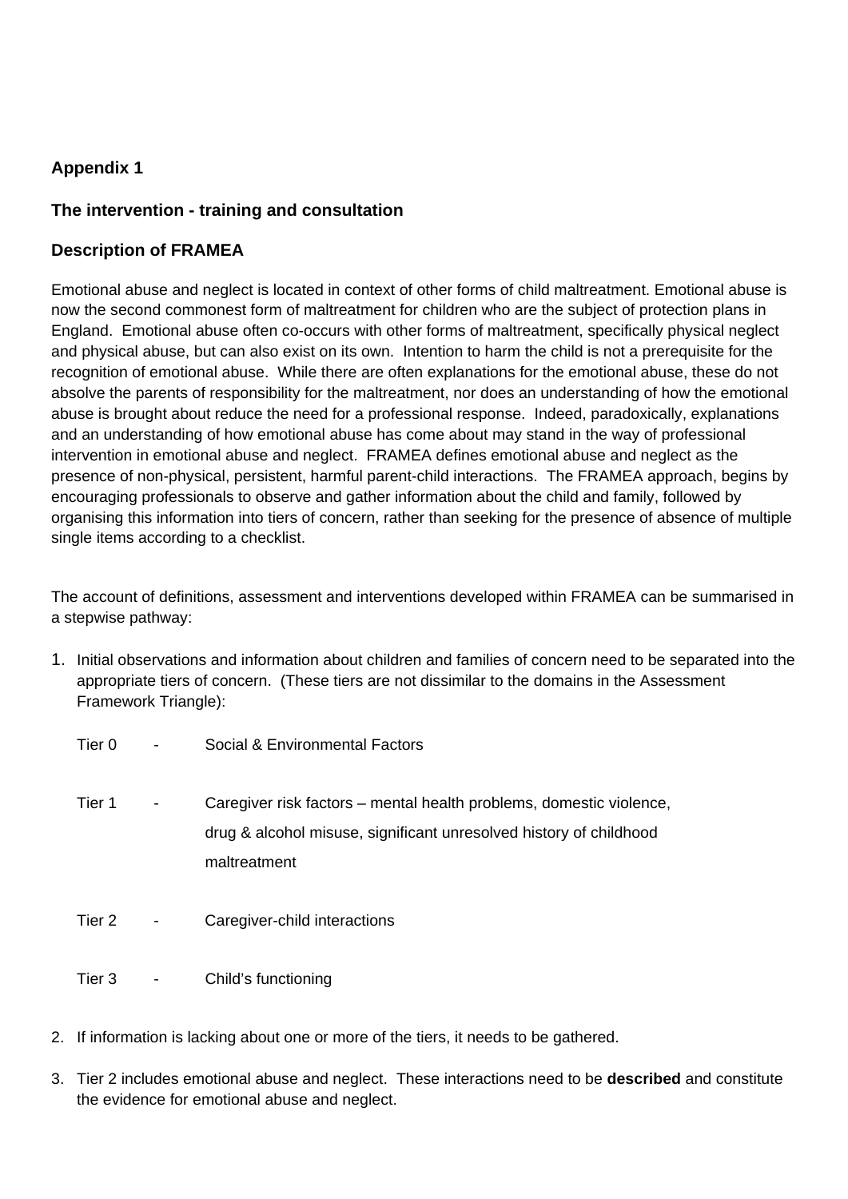**Appendix 1**

**The intervention - training and consultation**

**Description of FRAMEA**

Emotional abuse and neglect is located in context of other forms of child maltreatment. Emotional abuse is now the second commonest form of maltreatment for children who are the subject of protection plans in England. Emotional abuse often co-occurs with other forms of maltreatment, specifically physical neglect and physical abuse, but can also exist on its own. Intention to harm the child is not a prerequisite for the recognition of emotional abuse. While there are often explanations for the emotional abuse, these do not absolve the parents of responsibility for the maltreatment, nor does an understanding of how the emotional abuse is brought about reduce the need for a professional response. Indeed, paradoxically, explanations and an understanding of how emotional abuse has come about may stand in the way of professional intervention in emotional abuse and neglect. FRAMEA defines emotional abuse and neglect as the presence of non-physical, persistent, harmful parent-child interactions. The FRAMEA approach, begins by encouraging professionals to observe and gather information about the child and family, followed by organising this information into tiers of concern, rather than seeking for the presence of absence of multiple single items according to a checklist.

The account of definitions, assessment and interventions developed within FRAMEA can be summarised in a stepwise pathway:

1. Initial observations and information about children and families of concern need to be separated into the appropriate tiers of concern. (These tiers are not dissimilar to the domains in the Assessment Framework Triangle):

   Tier 0 - Social & Environmental Factors

   Tier 1 - Caregiver risk factors – mental health problems, domestic violence, drug & alcohol misuse, significant unresolved history of childhood maltreatment

   Tier 2 - Caregiver-child interactions

   Tier 3 - Child's functioning

2. If information is lacking about one or more of the tiers, it needs to be gathered.

3. Tier 2 includes emotional abuse and neglect. These interactions need to be **described** and constitute the evidence for emotional abuse and neglect.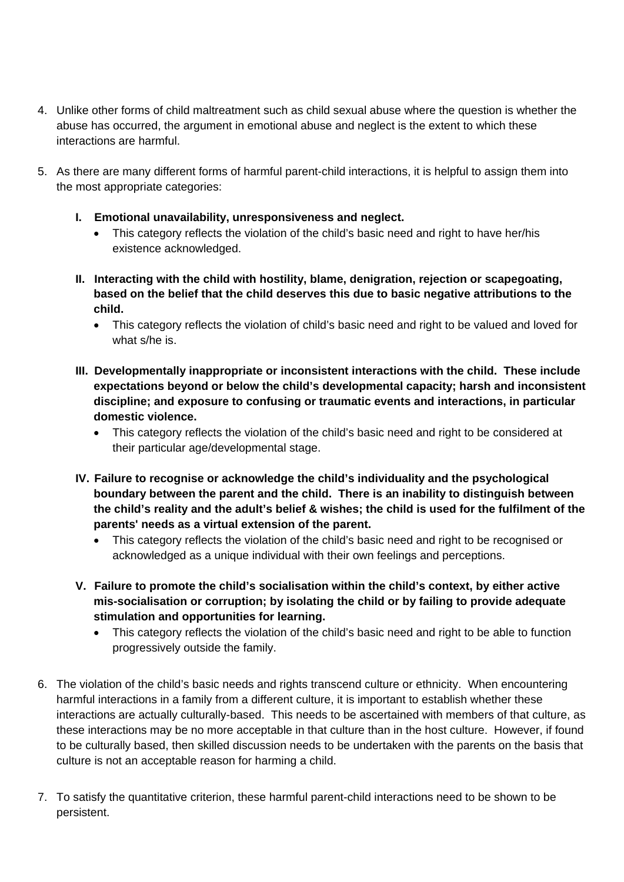4. Unlike other forms of child maltreatment such as child sexual abuse where the question is whether the abuse has occurred, the argument in emotional abuse and neglect is the extent to which these interactions are harmful.

5. As there are many different forms of harmful parent-child interactions, it is helpful to assign them into the most appropriate categories:

   **I. Emotional unavailability, unresponsiveness and neglect.**
   - This category reflects the violation of the child's basic need and right to have her/his existence acknowledged.

   **II. Interacting with the child with hostility, blame, denigration, rejection or scapegoating, based on the belief that the child deserves this due to basic negative attributions to the child.**
   - This category reflects the violation of child's basic need and right to be valued and loved for what s/he is.

   **III. Developmentally inappropriate or inconsistent interactions with the child. These include expectations beyond or below the child's developmental capacity; harsh and inconsistent discipline; and exposure to confusing or traumatic events and interactions, in particular domestic violence.**
   - This category reflects the violation of the child's basic need and right to be considered at their particular age/developmental stage.

   **IV. Failure to recognise or acknowledge the child's individuality and the psychological boundary between the parent and the child. There is an inability to distinguish between the child's reality and the adult's belief & wishes; the child is used for the fulfilment of the parents' needs as a virtual extension of the parent.**
   - This category reflects the violation of the child's basic need and right to be recognised or acknowledged as a unique individual with their own feelings and perceptions.

   **V. Failure to promote the child's socialisation within the child's context, by either active mis-socialisation or corruption; by isolating the child or by failing to provide adequate stimulation and opportunities for learning.**
   - This category reflects the violation of the child's basic need and right to be able to function progressively outside the family.

6. The violation of the child's basic needs and rights transcend culture or ethnicity. When encountering harmful interactions in a family from a different culture, it is important to establish whether these interactions are actually culturally-based. This needs to be ascertained with members of that culture, as these interactions may be no more acceptable in that culture than in the host culture. However, if found to be culturally based, then skilled discussion needs to be undertaken with the parents on the basis that culture is not an acceptable reason for harming a child.

7. To satisfy the quantitative criterion, these harmful parent-child interactions need to be shown to be persistent.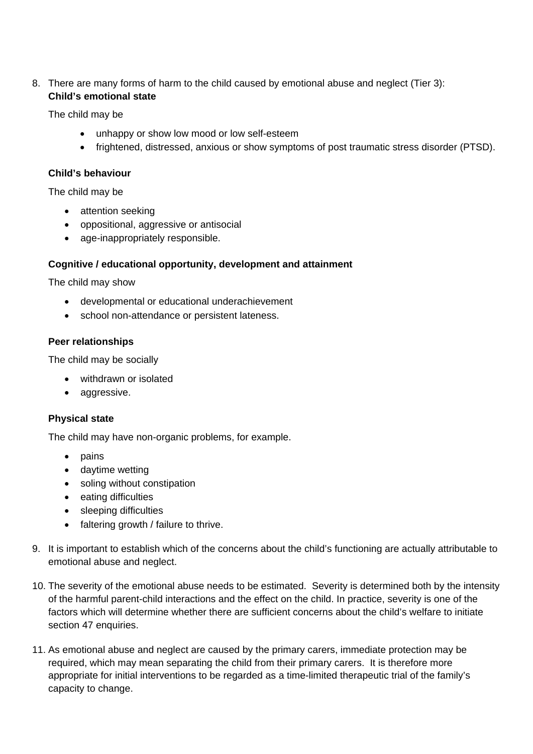8. There are many forms of harm to the child caused by emotional abuse and neglect (Tier 3):
   **Child's emotional state**

   The child may be

   - unhappy or show low mood or low self-esteem
   - frightened, distressed, anxious or show symptoms of post traumatic stress disorder (PTSD).

   **Child's behaviour**

   The child may be

   - attention seeking
   - oppositional, aggressive or antisocial
   - age-inappropriately responsible.

   **Cognitive / educational opportunity, development and attainment**

   The child may show

   - developmental or educational underachievement
   - school non-attendance or persistent lateness.

   **Peer relationships**

   The child may be socially

   - withdrawn or isolated
   - aggressive.

   **Physical state**

   The child may have non-organic problems, for example.

   - pains
   - daytime wetting
   - soling without constipation
   - eating difficulties
   - sleeping difficulties
   - faltering growth / failure to thrive.

9. It is important to establish which of the concerns about the child's functioning are actually attributable to emotional abuse and neglect.

10. The severity of the emotional abuse needs to be estimated. Severity is determined both by the intensity of the harmful parent-child interactions and the effect on the child. In practice, severity is one of the factors which will determine whether there are sufficient concerns about the child's welfare to initiate section 47 enquiries.

11. As emotional abuse and neglect are caused by the primary carers, immediate protection may be required, which may mean separating the child from their primary carers. It is therefore more appropriate for initial interventions to be regarded as a time-limited therapeutic trial of the family's capacity to change.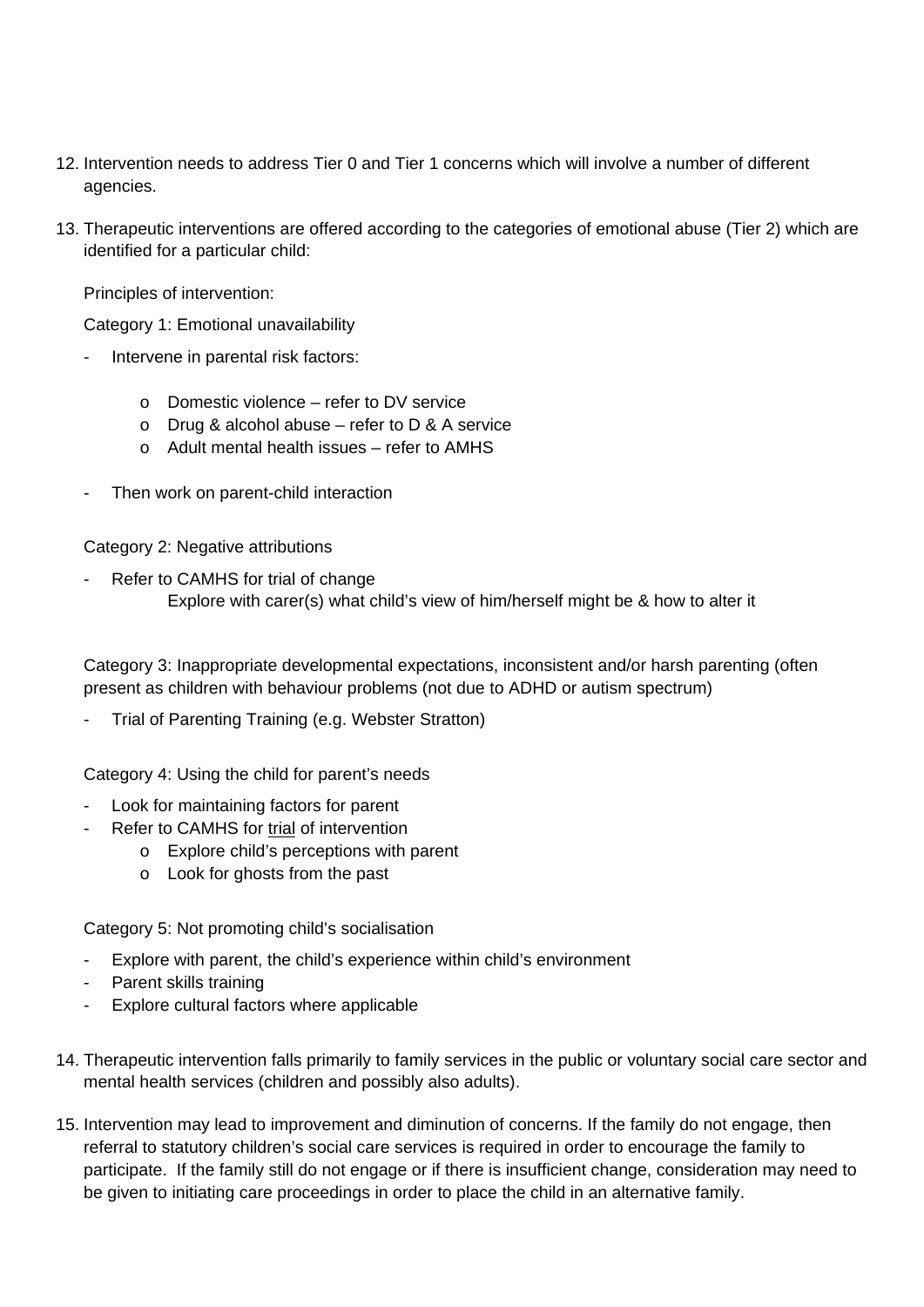12. Intervention needs to address Tier 0 and Tier 1 concerns which will involve a number of different agencies.

13. Therapeutic interventions are offered according to the categories of emotional abuse (Tier 2) which are identified for a particular child:

    Principles of intervention:

    Category 1: Emotional unavailability

    - Intervene in parental risk factors:
        - Domestic violence – refer to DV service
        - Drug & alcohol abuse – refer to D & A service
        - Adult mental health issues – refer to AMHS
    - Then work on parent-child interaction

    Category 2: Negative attributions

    - Refer to CAMHS for trial of change
      Explore with carer(s) what child's view of him/herself might be & how to alter it

    Category 3: Inappropriate developmental expectations, inconsistent and/or harsh parenting (often present as children with behaviour problems (not due to ADHD or autism spectrum)

    - Trial of Parenting Training (e.g. Webster Stratton)

    Category 4: Using the child for parent's needs

    - Look for maintaining factors for parent
    - Refer to CAMHS for <u>trial</u> of intervention
        - Explore child's perceptions with parent
        - Look for ghosts from the past

    Category 5: Not promoting child's socialisation

    - Explore with parent, the child's experience within child's environment
    - Parent skills training
    - Explore cultural factors where applicable

14. Therapeutic intervention falls primarily to family services in the public or voluntary social care sector and mental health services (children and possibly also adults).

15. Intervention may lead to improvement and diminution of concerns. If the family do not engage, then referral to statutory children's social care services is required in order to encourage the family to participate. If the family still do not engage or if there is insufficient change, consideration may need to be given to initiating care proceedings in order to place the child in an alternative family.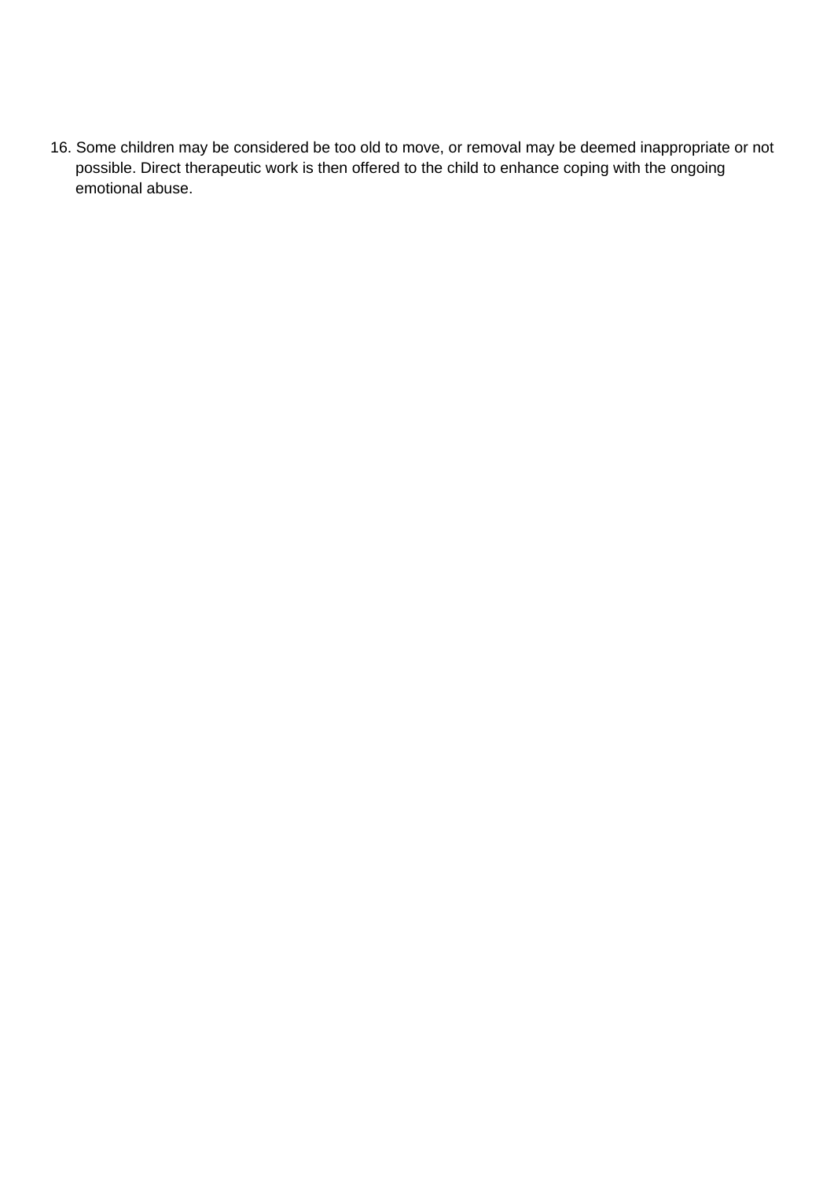16. Some children may be considered be too old to move, or removal may be deemed inappropriate or not possible. Direct therapeutic work is then offered to the child to enhance coping with the ongoing emotional abuse.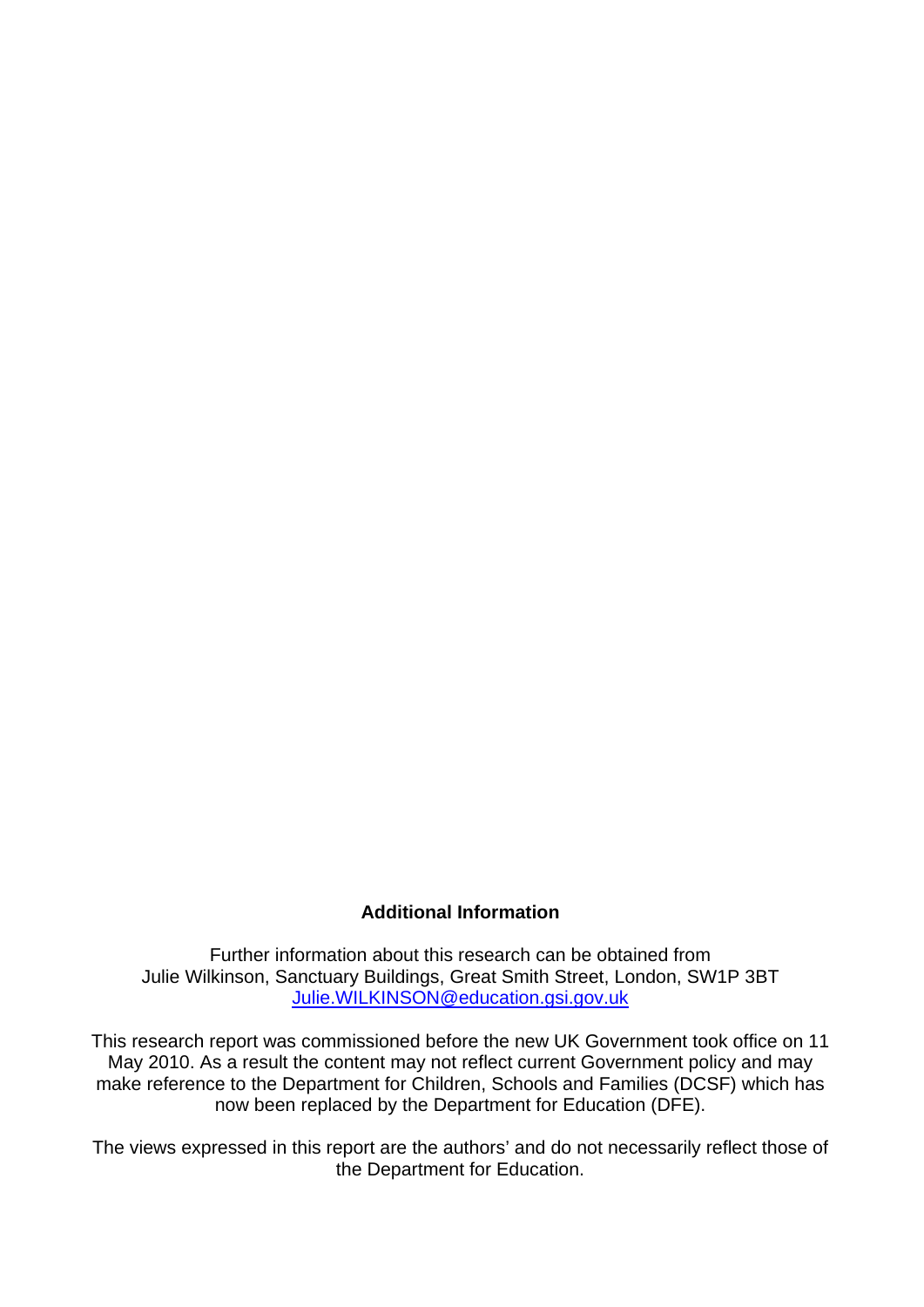**Additional Information**

Further information about this research can be obtained from
Julie Wilkinson, Sanctuary Buildings, Great Smith Street, London, SW1P 3BT
Julie.WILKINSON@education.gsi.gov.uk

This research report was commissioned before the new UK Government took office on 11 May 2010. As a result the content may not reflect current Government policy and may make reference to the Department for Children, Schools and Families (DCSF) which has now been replaced by the Department for Education (DFE).

The views expressed in this report are the authors' and do not necessarily reflect those of the Department for Education.